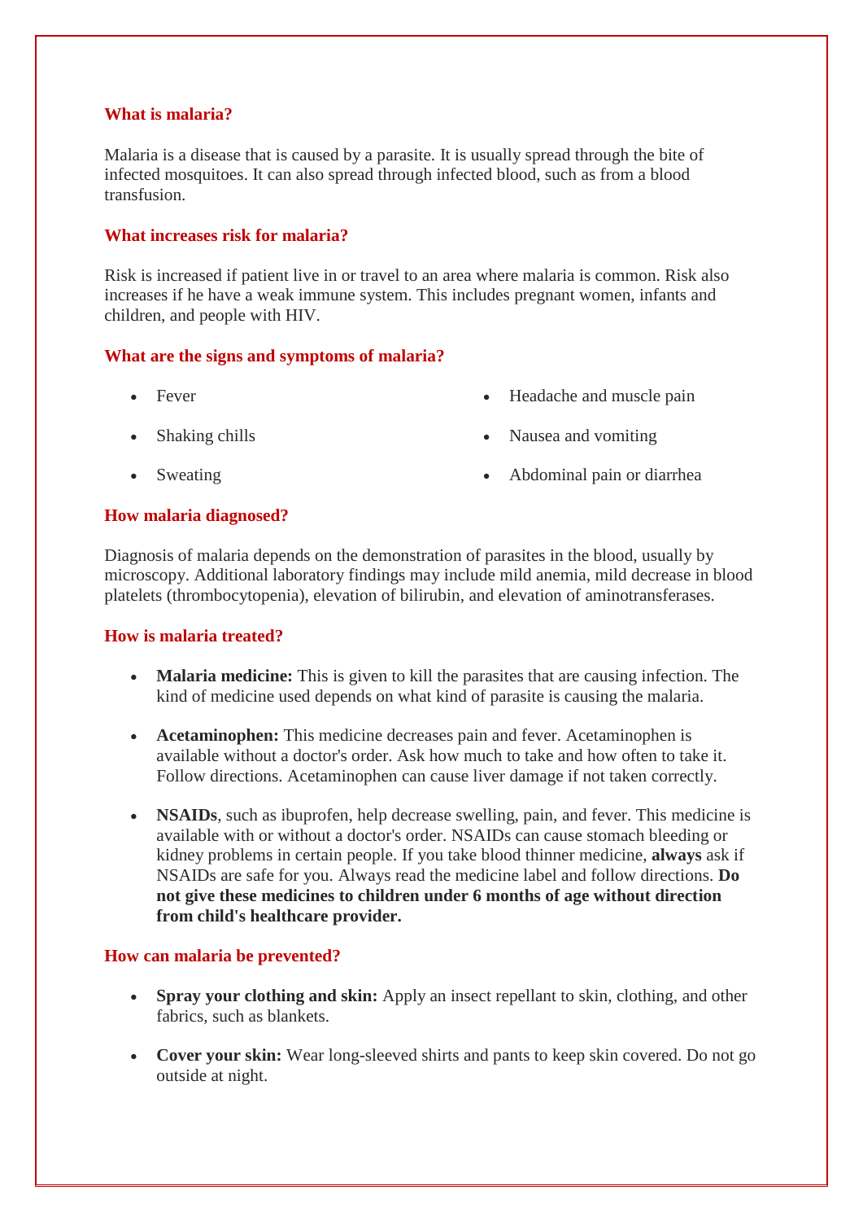## What is malaria?

Malaria is a disease that is caused by a parasite. It is usually spread through the bite of infected mosquitoes. It can also spread through infected blood, such as from a blood transfusion.

## What increases risk for malaria?

Risk is increased if patient live in or travel to an area where malaria is common. Risk also increases if he have a weak immune system. This includes pregnant women, infants and children, and people with HIV.

## What are the signs and symptoms of malaria?

- Fever
- Shaking chills
- Sweating
- Headache and muscle pain
- Nausea and vomiting
- Abdominal pain or diarrhea

## How malaria diagnosed?

Diagnosis of malaria depends on the demonstration of parasites in the blood, usually by microscopy. Additional laboratory findings may include mild anemia, mild decrease in blood platelets (thrombocytopenia), elevation of bilirubin, and elevation of aminotransferases.

## How is malaria treated?

- **Malaria medicine:** This is given to kill the parasites that are causing infection. The kind of medicine used depends on what kind of parasite is causing the malaria.
- **Acetaminophen:** This medicine decreases pain and fever. Acetaminophen is available without a doctor's order. Ask how much to take and how often to take it. Follow directions. Acetaminophen can cause liver damage if not taken correctly.
- **NSAIDs**, such as ibuprofen, help decrease swelling, pain, and fever. This medicine is available with or without a doctor's order. NSAIDs can cause stomach bleeding or kidney problems in certain people. If you take blood thinner medicine, **always** ask if NSAIDs are safe for you. Always read the medicine label and follow directions. **Do not give these medicines to children under 6 months of age without direction from child's healthcare provider.**

## How can malaria be prevented?

- **Spray your clothing and skin:** Apply an insect repellant to skin, clothing, and other fabrics, such as blankets.
- **Cover your skin:** Wear long-sleeved shirts and pants to keep skin covered. Do not go outside at night.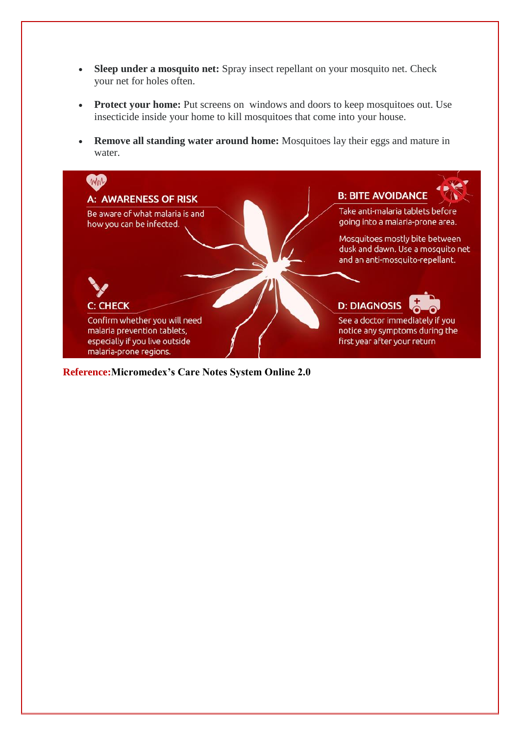- **Sleep under a mosquito net:** Spray insect repellant on your mosquito net. Check your net for holes often.
- **Protect your home:** Put screens on windows and doors to keep mosquitoes out. Use insecticide inside your home to kill mosquitoes that come into your house.
- **Remove all standing water around home:** Mosquitoes lay their eggs and mature in water.

A: AWARENESS OF RISK

Be aware of what malaria is and how you can be infected.

B: BITE AVOIDANCE

Take anti-malaria tablets before going into a malaria-prone area.

Mosquitoes mostly bite between dusk and dawn. Use a mosquito net and an anti-mosquito-repellant.

C: CHECK

Confirm whether you will need malaria prevention tablets, especially if you live outside malaria-prone regions.

D: DIAGNOSIS

See a doctor immediately if you notice any symptoms during the first year after your return

**Reference:Micromedex's Care Notes System Online 2.0**